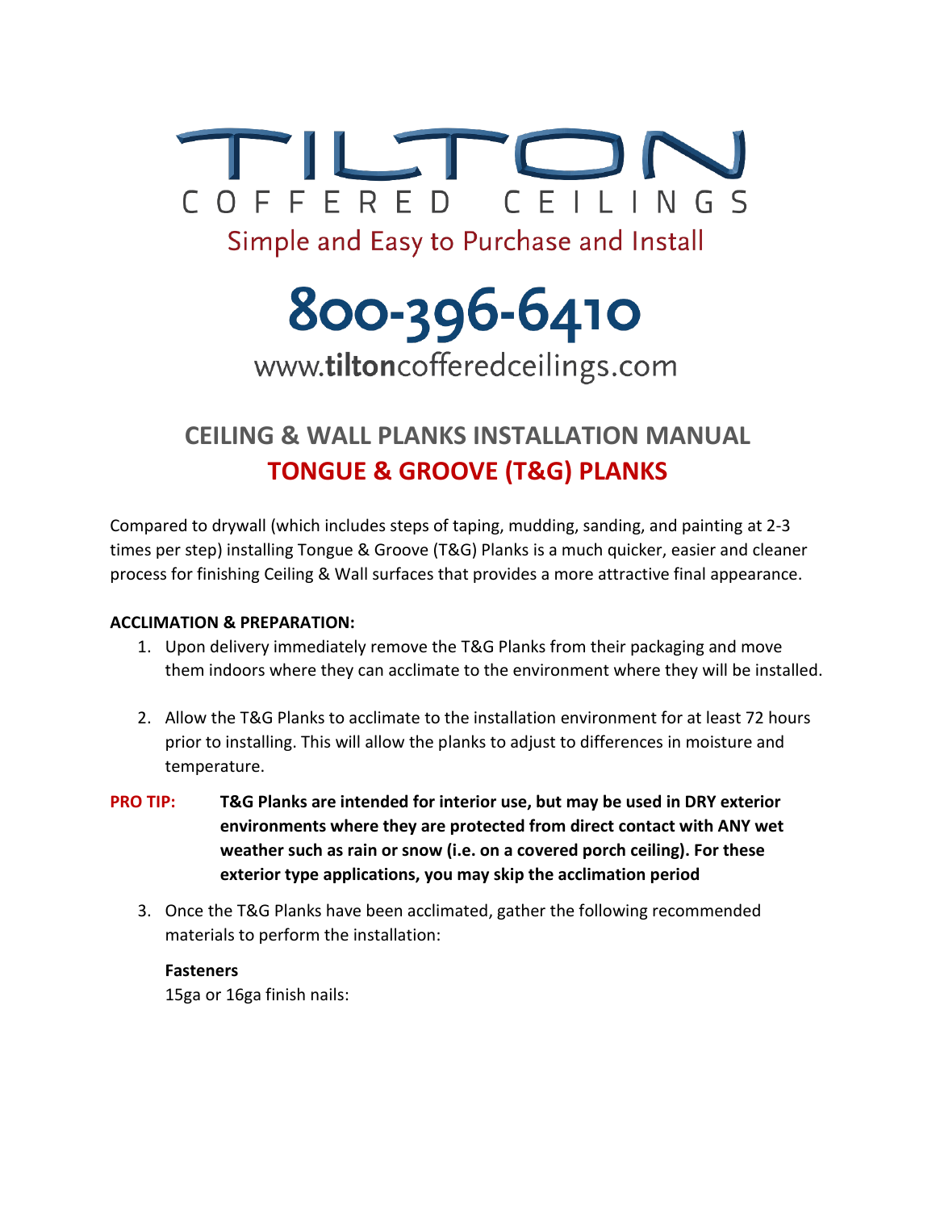# TILTON

COFFERED CEILINGS

Simple and Easy to Purchase and Install

**800-396-6410**

www.**tilton**cofferedceilings.com

## CEILING & WALL PLANKS INSTALLATION MANUAL

## TONGUE & GROOVE (T&G) PLANKS

Compared to drywall (which includes steps of taping, mudding, sanding, and painting at 2-3 times per step) installing Tongue & Groove (T&G) Planks is a much quicker, easier and cleaner process for finishing Ceiling & Wall surfaces that provides a more attractive final appearance.

**ACCLIMATION & PREPARATION:**

1. Upon delivery immediately remove the T&G Planks from their packaging and move them indoors where they can acclimate to the environment where they will be installed.

2. Allow the T&G Planks to acclimate to the installation environment for at least 72 hours prior to installing. This will allow the planks to adjust to differences in moisture and temperature.

**PRO TIP:** **T&G Planks are intended for interior use, but may be used in DRY exterior environments where they are protected from direct contact with ANY wet weather such as rain or snow (i.e. on a covered porch ceiling). For these exterior type applications, you may skip the acclimation period**

3. Once the T&G Planks have been acclimated, gather the following recommended materials to perform the installation:

   **Fasteners**

   15ga or 16ga finish nails: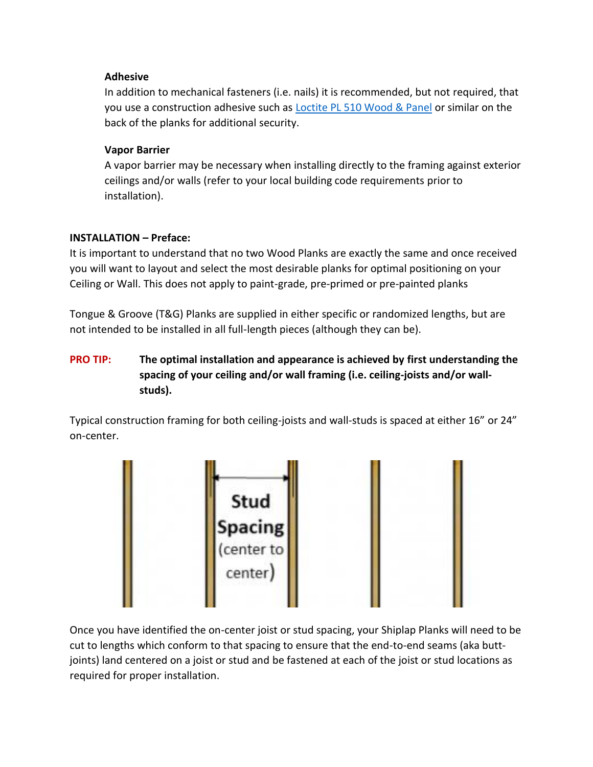**Adhesive**

In addition to mechanical fasteners (i.e. nails) it is recommended, but not required, that you use a construction adhesive such as Loctite PL 510 Wood & Panel or similar on the back of the planks for additional security.

**Vapor Barrier**

A vapor barrier may be necessary when installing directly to the framing against exterior ceilings and/or walls (refer to your local building code requirements prior to installation).

**INSTALLATION – Preface:**

It is important to understand that no two Wood Planks are exactly the same and once received you will want to layout and select the most desirable planks for optimal positioning on your Ceiling or Wall. This does not apply to paint-grade, pre-primed or pre-painted planks

Tongue & Groove (T&G) Planks are supplied in either specific or randomized lengths, but are not intended to be installed in all full-length pieces (although they can be).

**PRO TIP:** **The optimal installation and appearance is achieved by first understanding the spacing of your ceiling and/or wall framing (i.e. ceiling-joists and/or wall-studs).**

Typical construction framing for both ceiling-joists and wall-studs is spaced at either 16" or 24" on-center.

Stud Spacing (center to center)

Once you have identified the on-center joist or stud spacing, your Shiplap Planks will need to be cut to lengths which conform to that spacing to ensure that the end-to-end seams (aka butt-joints) land centered on a joist or stud and be fastened at each of the joist or stud locations as required for proper installation.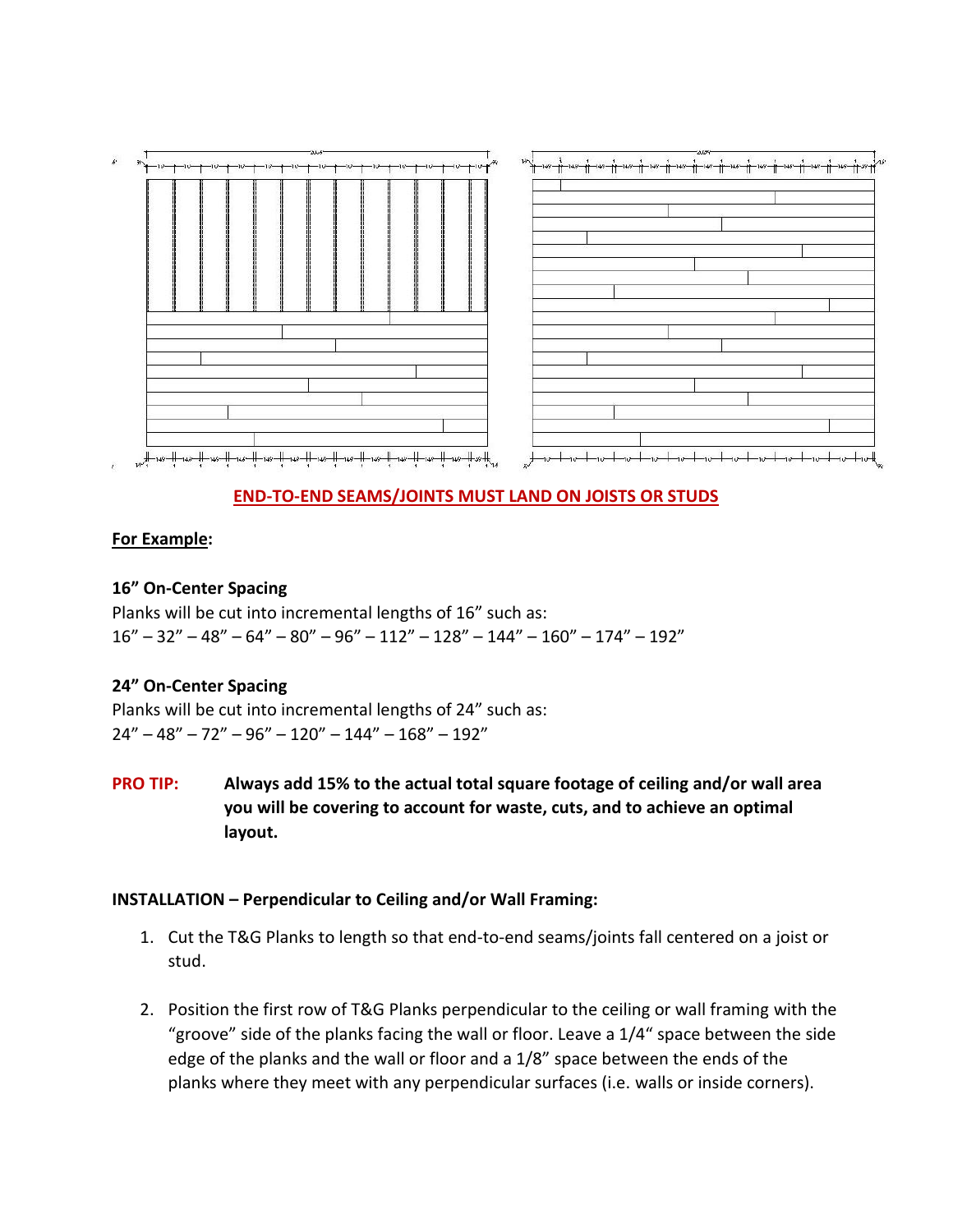**END-TO-END SEAMS/JOINTS MUST LAND ON JOISTS OR STUDS**

**For Example:**

**16" On-Center Spacing**

Planks will be cut into incremental lengths of 16" such as:
16" – 32" – 48" – 64" – 80" – 96" – 112" – 128" – 144" – 160" – 174" – 192"

**24" On-Center Spacing**

Planks will be cut into incremental lengths of 24" such as:
24" – 48" – 72" – 96" – 120" – 144" – 168" – 192"

**PRO TIP:** **Always add 15% to the actual total square footage of ceiling and/or wall area you will be covering to account for waste, cuts, and to achieve an optimal layout.**

**INSTALLATION – Perpendicular to Ceiling and/or Wall Framing:**

1. Cut the T&G Planks to length so that end-to-end seams/joints fall centered on a joist or stud.
2. Position the first row of T&G Planks perpendicular to the ceiling or wall framing with the "groove" side of the planks facing the wall or floor. Leave a 1/4" space between the side edge of the planks and the wall or floor and a 1/8" space between the ends of the planks where they meet with any perpendicular surfaces (i.e. walls or inside corners).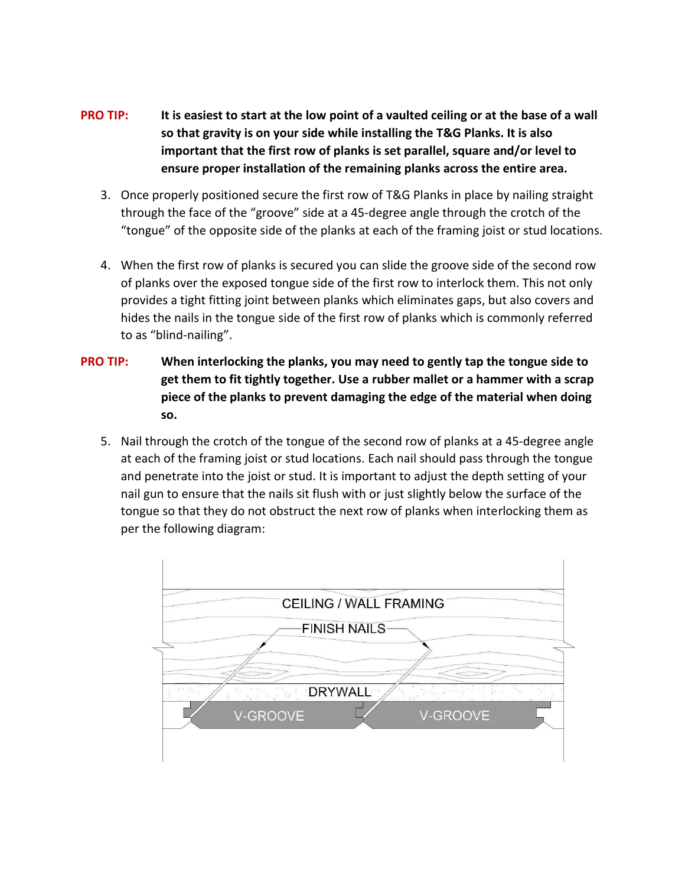**PRO TIP:** **It is easiest to start at the low point of a vaulted ceiling or at the base of a wall so that gravity is on your side while installing the T&G Planks. It is also important that the first row of planks is set parallel, square and/or level to ensure proper installation of the remaining planks across the entire area.**

3. Once properly positioned secure the first row of T&G Planks in place by nailing straight through the face of the "groove" side at a 45-degree angle through the crotch of the "tongue" of the opposite side of the planks at each of the framing joist or stud locations.

4. When the first row of planks is secured you can slide the groove side of the second row of planks over the exposed tongue side of the first row to interlock them. This not only provides a tight fitting joint between planks which eliminates gaps, but also covers and hides the nails in the tongue side of the first row of planks which is commonly referred to as "blind-nailing".

**PRO TIP:** **When interlocking the planks, you may need to gently tap the tongue side to get them to fit tightly together. Use a rubber mallet or a hammer with a scrap piece of the planks to prevent damaging the edge of the material when doing so.**

5. Nail through the crotch of the tongue of the second row of planks at a 45-degree angle at each of the framing joist or stud locations. Each nail should pass through the tongue and penetrate into the joist or stud. It is important to adjust the depth setting of your nail gun to ensure that the nails sit flush with or just slightly below the surface of the tongue so that they do not obstruct the next row of planks when interlocking them as per the following diagram: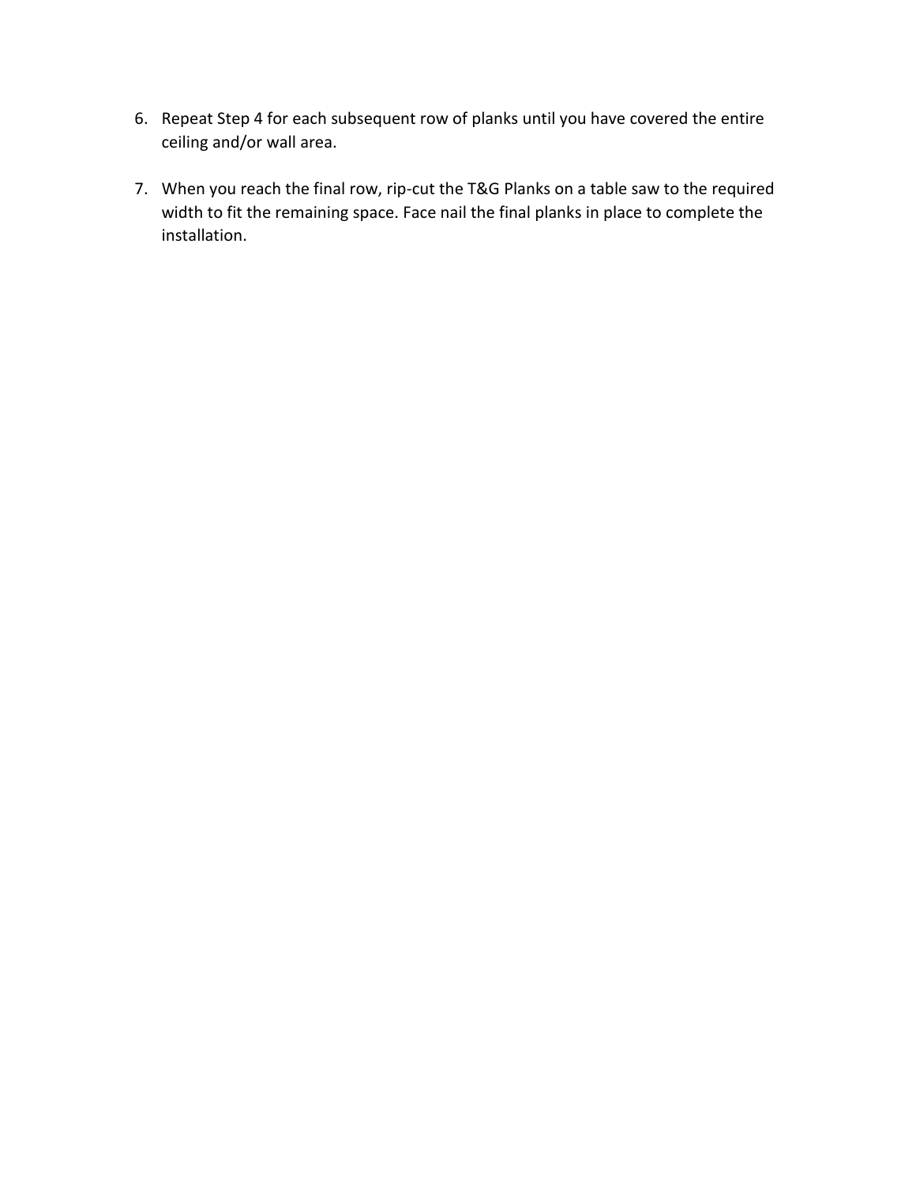6. Repeat Step 4 for each subsequent row of planks until you have covered the entire ceiling and/or wall area.

7. When you reach the final row, rip-cut the T&G Planks on a table saw to the required width to fit the remaining space. Face nail the final planks in place to complete the installation.